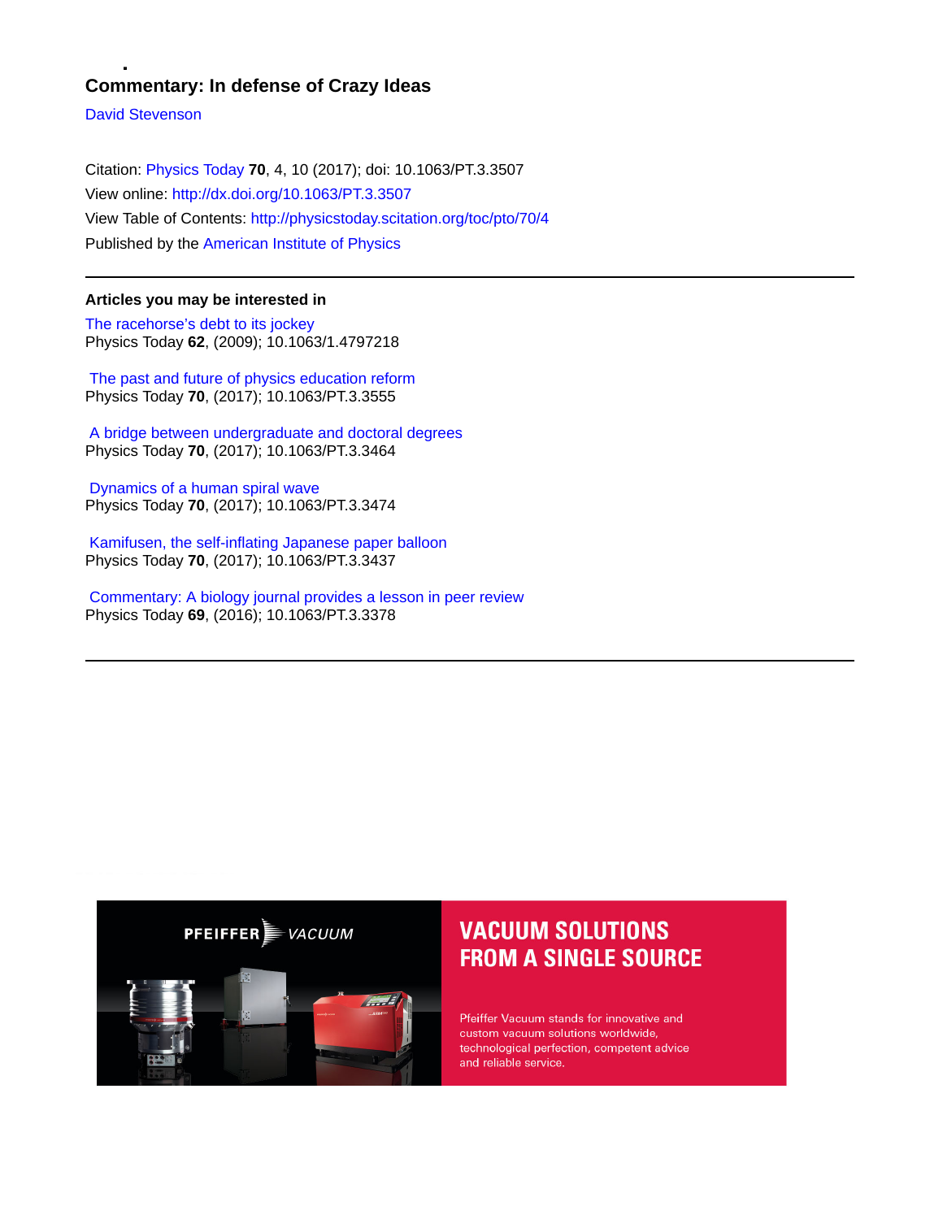# Commentary: In defense of Crazy Ideas

David Stevenson

Citation: Physics Today **70**, 4, 10 (2017); doi: 10.1063/PT.3.3507

View online: http://dx.doi.org/10.1063/PT.3.3507

View Table of Contents: http://physicstoday.scitation.org/toc/pto/70/4

Published by the American Institute of Physics

---

## Articles you may be interested in

The racehorse's debt to its jockey
Physics Today **62**, (2009); 10.1063/1.4797218

The past and future of physics education reform
Physics Today **70**, (2017); 10.1063/PT.3.3555

A bridge between undergraduate and doctoral degrees
Physics Today **70**, (2017); 10.1063/PT.3.3464

Dynamics of a human spiral wave
Physics Today **70**, (2017); 10.1063/PT.3.3474

Kamifusen, the self-inflating Japanese paper balloon
Physics Today **70**, (2017); 10.1063/PT.3.3437

Commentary: A biology journal provides a lesson in peer review
Physics Today **69**, (2016); 10.1063/PT.3.3378

---

PFEIFFER VACUUM

VACUUM SOLUTIONS FROM A SINGLE SOURCE

Pfeiffer Vacuum stands for innovative and custom vacuum solutions worldwide, technological perfection, competent advice and reliable service.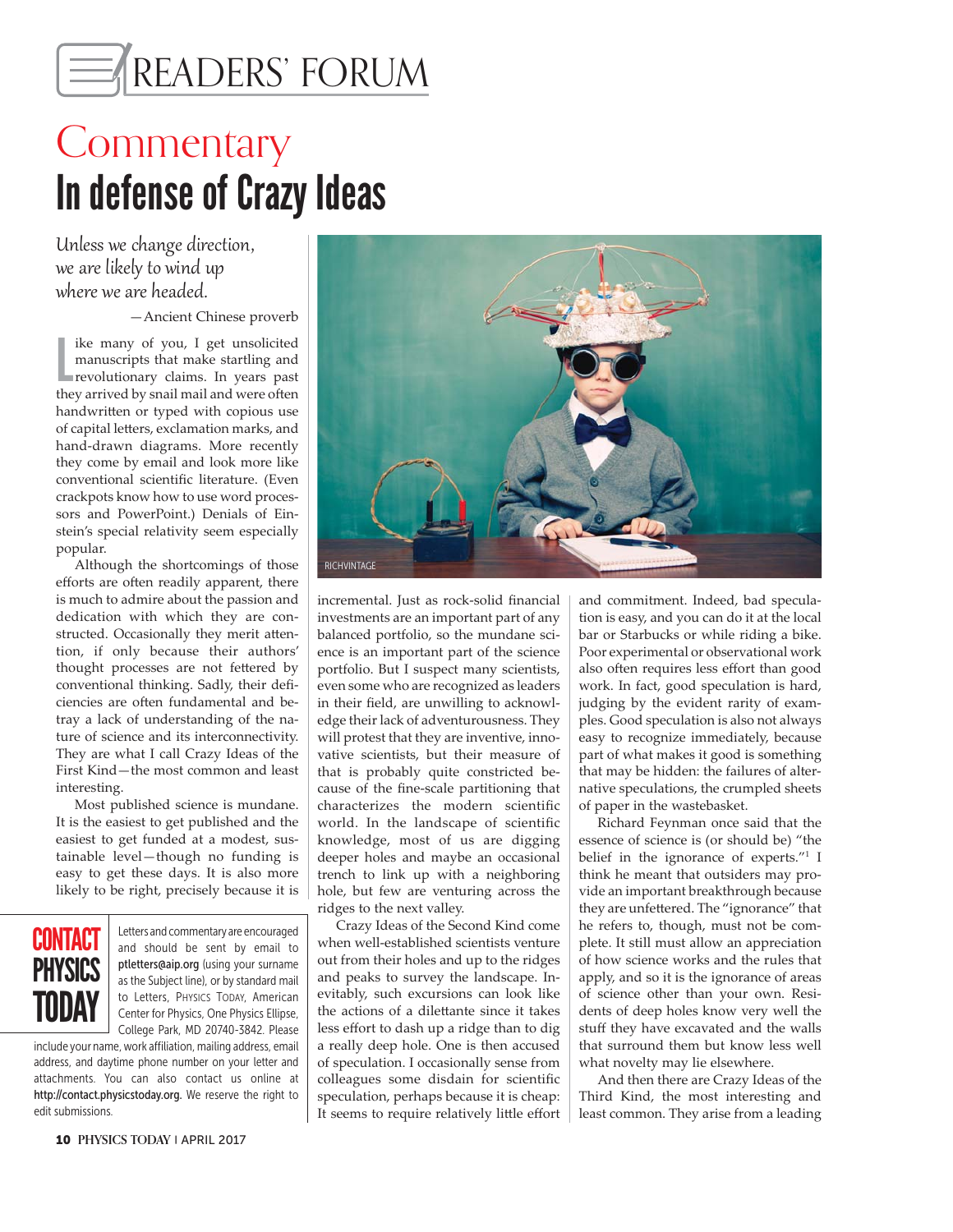# READERS' FORUM

## Commentary

# In defense of Crazy Ideas

*Unless we change direction, we are likely to wind up where we are headed.*

—Ancient Chinese proverb

Like many of you, I get unsolicited manuscripts that make startling and revolutionary claims. In years past they arrived by snail mail and were often handwritten or typed with copious use of capital letters, exclamation marks, and hand-drawn diagrams. More recently they come by email and look more like conventional scientific literature. (Even crackpots know how to use word processors and PowerPoint.) Denials of Einstein's special relativity seem especially popular.

Although the shortcomings of those efforts are often readily apparent, there is much to admire about the passion and dedication with which they are constructed. Occasionally they merit attention, if only because their authors' thought processes are not fettered by conventional thinking. Sadly, their deficiencies are often fundamental and betray a lack of understanding of the nature of science and its interconnectivity. They are what I call Crazy Ideas of the First Kind—the most common and least interesting.

Most published science is mundane. It is the easiest to get published and the easiest to get funded at a modest, sustainable level—though no funding is easy to get these days. It is also more likely to be right, precisely because it is incremental. Just as rock-solid financial investments are an important part of any balanced portfolio, so the mundane science is an important part of the science portfolio. But I suspect many scientists, even some who are recognized as leaders in their field, are unwilling to acknowledge their lack of adventurousness. They will protest that they are inventive, innovative scientists, but their measure of that is probably quite constricted because of the fine-scale partitioning that characterizes the modern scientific world. In the landscape of scientific knowledge, most of us are digging deeper holes and maybe an occasional trench to link up with a neighboring hole, but few are venturing across the ridges to the next valley.

Crazy Ideas of the Second Kind come when well-established scientists venture out from their holes and up to the ridges and peaks to survey the landscape. Inevitably, such excursions can look like the actions of a dilettante since it takes less effort to dash up a ridge than to dig a really deep hole. One is then accused of speculation. I occasionally sense from colleagues some disdain for scientific speculation, perhaps because it is cheap: It seems to require relatively little effort and commitment. Indeed, bad speculation is easy, and you can do it at the local bar or Starbucks or while riding a bike. Poor experimental or observational work also often requires less effort than good work. In fact, good speculation is hard, judging by the evident rarity of examples. Good speculation is also not always easy to recognize immediately, because part of what makes it good is something that may be hidden: the failures of alternative speculations, the crumpled sheets of paper in the wastebasket.

Richard Feynman once said that the essence of science is (or should be) "the belief in the ignorance of experts."[1] I think he meant that outsiders may provide an important breakthrough because they are unfettered. The "ignorance" that he refers to, though, must not be complete. It still must allow an appreciation of how science works and the rules that apply, and so it is the ignorance of areas of science other than your own. Residents of deep holes know very well the stuff they have excavated and the walls that surround them but know less well what novelty may lie elsewhere.

And then there are Crazy Ideas of the Third Kind, the most interesting and least common. They arise from a leading

---

**CONTACT PHYSICS TODAY**

Letters and commentary are encouraged and should be sent by email to ptletters@aip.org (using your surname as the Subject line), or by standard mail to Letters, PHYSICS TODAY, American Center for Physics, One Physics Ellipse, College Park, MD 20740-3842. Please include your name, work affiliation, mailing address, email address, and daytime phone number on your letter and attachments. You can also contact us online at http://contact.physicstoday.org. We reserve the right to edit submissions.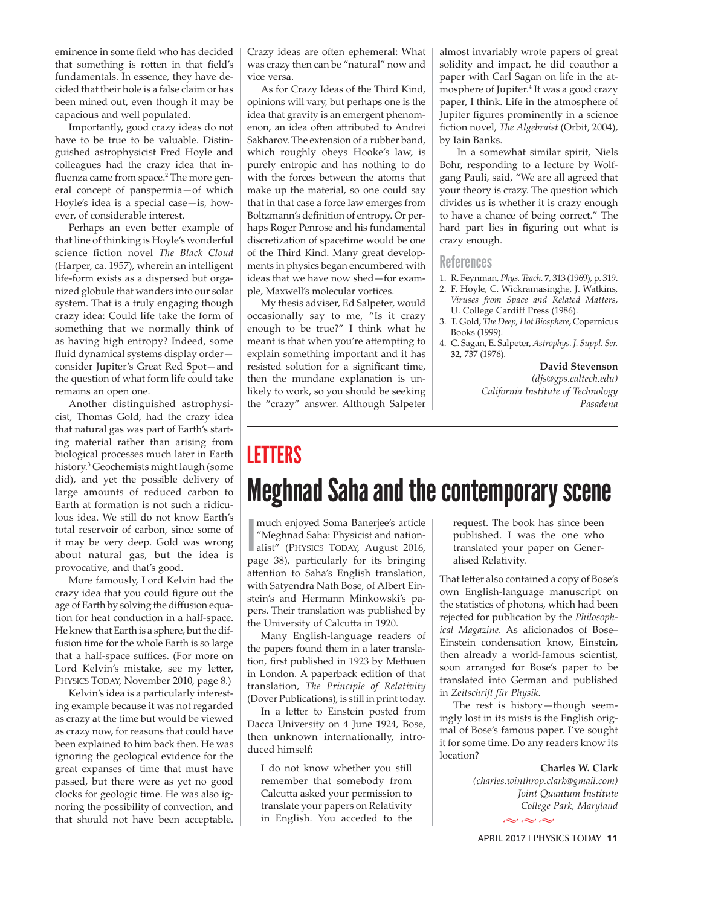eminence in some field who has decided that something is rotten in that field's fundamentals. In essence, they have decided that their hole is a false claim or has been mined out, even though it may be capacious and well populated.

Importantly, good crazy ideas do not have to be true to be valuable. Distinguished astrophysicist Fred Hoyle and colleagues had the crazy idea that influenza came from space.[2] The more general concept of panspermia—of which Hoyle's idea is a special case—is, however, of considerable interest.

Perhaps an even better example of that line of thinking is Hoyle's wonderful science fiction novel *The Black Cloud* (Harper, ca. 1957), wherein an intelligent life-form exists as a dispersed but organized globule that wanders into our solar system. That is a truly engaging though crazy idea: Could life take the form of something that we normally think of as having high entropy? Indeed, some fluid dynamical systems display order—consider Jupiter's Great Red Spot—and the question of what form life could take remains an open one.

Another distinguished astrophysicist, Thomas Gold, had the crazy idea that natural gas was part of Earth's starting material rather than arising from biological processes much later in Earth history.[3] Geochemists might laugh (some did), and yet the possible delivery of large amounts of reduced carbon to Earth at formation is not such a ridiculous idea. We still do not know Earth's total reservoir of carbon, since some of it may be very deep. Gold was wrong about natural gas, but the idea is provocative, and that's good.

More famously, Lord Kelvin had the crazy idea that you could figure out the age of Earth by solving the diffusion equation for heat conduction in a half-space. He knew that Earth is a sphere, but the diffusion time for the whole Earth is so large that a half-space suffices. (For more on Lord Kelvin's mistake, see my letter, PHYSICS TODAY, November 2010, page 8.)

Kelvin's idea is a particularly interesting example because it was not regarded as crazy at the time but would be viewed as crazy now, for reasons that could have been explained to him back then. He was ignoring the geological evidence for the great expanses of time that must have passed, but there were as yet no good clocks for geologic time. He was also ignoring the possibility of convection, and that should not have been acceptable. Crazy ideas are often ephemeral: What was crazy then can be "natural" now and vice versa.

As for Crazy Ideas of the Third Kind, opinions will vary, but perhaps one is the idea that gravity is an emergent phenomenon, an idea often attributed to Andrei Sakharov. The extension of a rubber band, which roughly obeys Hooke's law, is purely entropic and has nothing to do with the forces between the atoms that make up the material, so one could say that in that case a force law emerges from Boltzmann's definition of entropy. Or perhaps Roger Penrose and his fundamental discretization of spacetime would be one of the Third Kind. Many great developments in physics began encumbered with ideas that we have now shed—for example, Maxwell's molecular vortices.

My thesis adviser, Ed Salpeter, would occasionally say to me, "Is it crazy enough to be true?" I think what he meant is that when you're attempting to explain something important and it has resisted solution for a significant time, then the mundane explanation is unlikely to work, so you should be seeking the "crazy" answer. Although Salpeter almost invariably wrote papers of great solidity and impact, he did coauthor a paper with Carl Sagan on life in the atmosphere of Jupiter.[4] It was a good crazy paper, I think. Life in the atmosphere of Jupiter figures prominently in a science fiction novel, *The Algebraist* (Orbit, 2004), by Iain Banks.

In a somewhat similar spirit, Niels Bohr, responding to a lecture by Wolfgang Pauli, said, "We are all agreed that your theory is crazy. The question which divides us is whether it is crazy enough to have a chance of being correct." The hard part lies in figuring out what is crazy enough.

### References

1. R. Feynman, *Phys. Teach.* **7**, 313 (1969), p. 319.
2. F. Hoyle, C. Wickramasinghe, J. Watkins, *Viruses from Space and Related Matters*, U. College Cardiff Press (1986).
3. T. Gold, *The Deep, Hot Biosphere*, Copernicus Books (1999).
4. C. Sagan, E. Salpeter, *Astrophys. J. Suppl. Ser.* **32**, 737 (1976).

**David Stevenson**
*(djs@gps.caltech.edu)*
*California Institute of Technology*
*Pasadena*

## LETTERS

# Meghnad Saha and the contemporary scene

I much enjoyed Soma Banerjee's article "Meghnad Saha: Physicist and nationalist" (PHYSICS TODAY, August 2016, page 38), particularly for its bringing attention to Saha's English translation, with Satyendra Nath Bose, of Albert Einstein's and Hermann Minkowski's papers. Their translation was published by the University of Calcutta in 1920.

Many English-language readers of the papers found them in a later translation, first published in 1923 by Methuen in London. A paperback edition of that translation, *The Principle of Relativity* (Dover Publications), is still in print today.

In a letter to Einstein posted from Dacca University on 4 June 1924, Bose, then unknown internationally, introduced himself:

> I do not know whether you still remember that somebody from Calcutta asked your permission to translate your papers on Relativity in English. You acceded to the request. The book has since been published. I was the one who translated your paper on Generalised Relativity.

That letter also contained a copy of Bose's own English-language manuscript on the statistics of photons, which had been rejected for publication by the *Philosophical Magazine*. As aficionados of Bose–Einstein condensation know, Einstein, then already a world-famous scientist, soon arranged for Bose's paper to be translated into German and published in *Zeitschrift für Physik*.

The rest is history—though seemingly lost in its mists is the English original of Bose's famous paper. I've sought it for some time. Do any readers know its location?

**Charles W. Clark**
*(charles.winthrop.clark@gmail.com)*
*Joint Quantum Institute*
*College Park, Maryland*